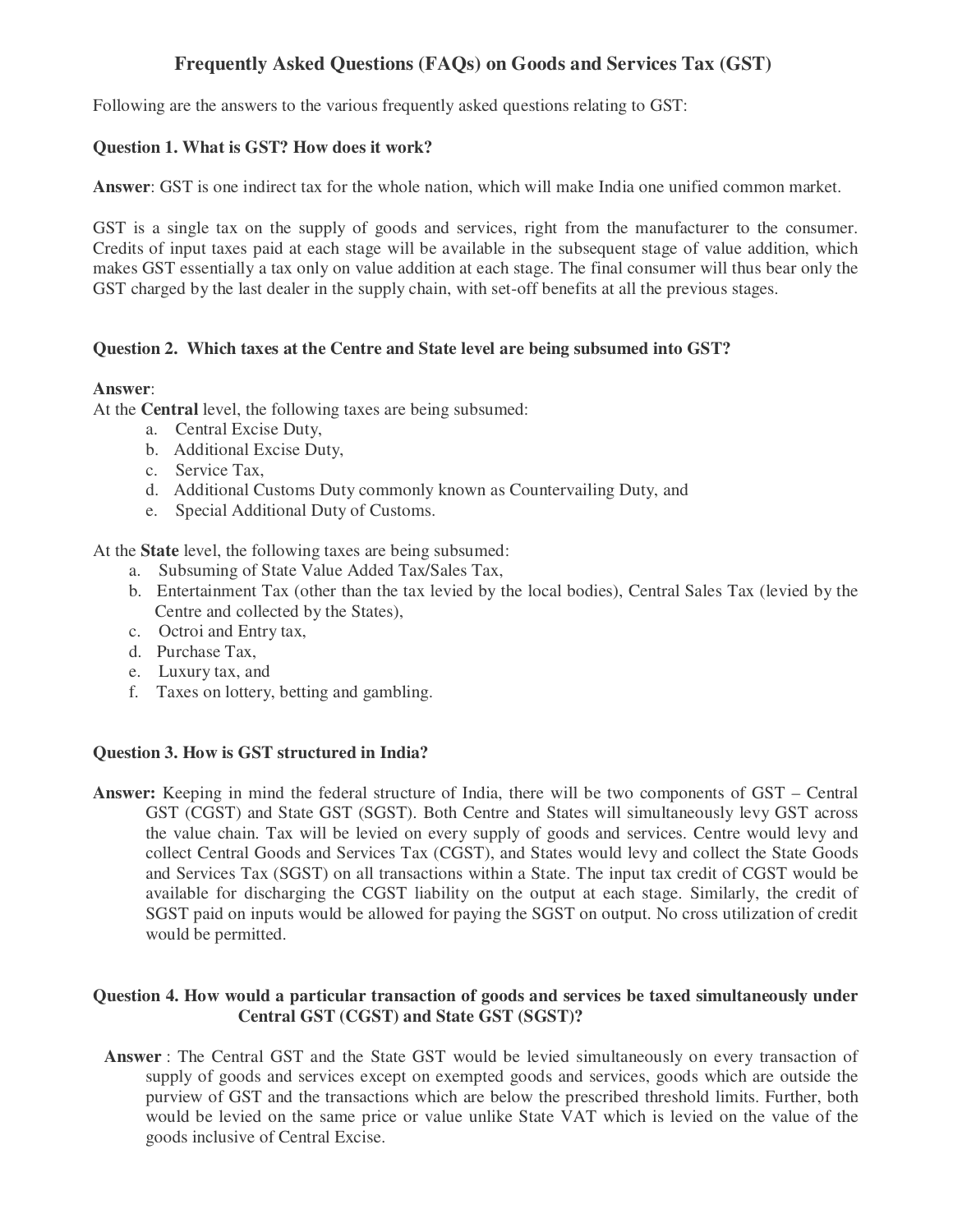# Frequently Asked Questions (FAQs) on Goods and Services Tax (GST)

Following are the answers to the various frequently asked questions relating to GST:

**Question 1. What is GST? How does it work?**

**Answer**: GST is one indirect tax for the whole nation, which will make India one unified common market.

GST is a single tax on the supply of goods and services, right from the manufacturer to the consumer. Credits of input taxes paid at each stage will be available in the subsequent stage of value addition, which makes GST essentially a tax only on value addition at each stage. The final consumer will thus bear only the GST charged by the last dealer in the supply chain, with set-off benefits at all the previous stages.

**Question 2. Which taxes at the Centre and State level are being subsumed into GST?**

**Answer**:
At the **Central** level, the following taxes are being subsumed:

a. Central Excise Duty,
b. Additional Excise Duty,
c. Service Tax,
d. Additional Customs Duty commonly known as Countervailing Duty, and
e. Special Additional Duty of Customs.

At the **State** level, the following taxes are being subsumed:

a. Subsuming of State Value Added Tax/Sales Tax,
b. Entertainment Tax (other than the tax levied by the local bodies), Central Sales Tax (levied by the Centre and collected by the States),
c. Octroi and Entry tax,
d. Purchase Tax,
e. Luxury tax, and
f. Taxes on lottery, betting and gambling.

**Question 3. How is GST structured in India?**

**Answer:** Keeping in mind the federal structure of India, there will be two components of GST – Central GST (CGST) and State GST (SGST). Both Centre and States will simultaneously levy GST across the value chain. Tax will be levied on every supply of goods and services. Centre would levy and collect Central Goods and Services Tax (CGST), and States would levy and collect the State Goods and Services Tax (SGST) on all transactions within a State. The input tax credit of CGST would be available for discharging the CGST liability on the output at each stage. Similarly, the credit of SGST paid on inputs would be allowed for paying the SGST on output. No cross utilization of credit would be permitted.

**Question 4. How would a particular transaction of goods and services be taxed simultaneously under Central GST (CGST) and State GST (SGST)?**

**Answer** : The Central GST and the State GST would be levied simultaneously on every transaction of supply of goods and services except on exempted goods and services, goods which are outside the purview of GST and the transactions which are below the prescribed threshold limits. Further, both would be levied on the same price or value unlike State VAT which is levied on the value of the goods inclusive of Central Excise.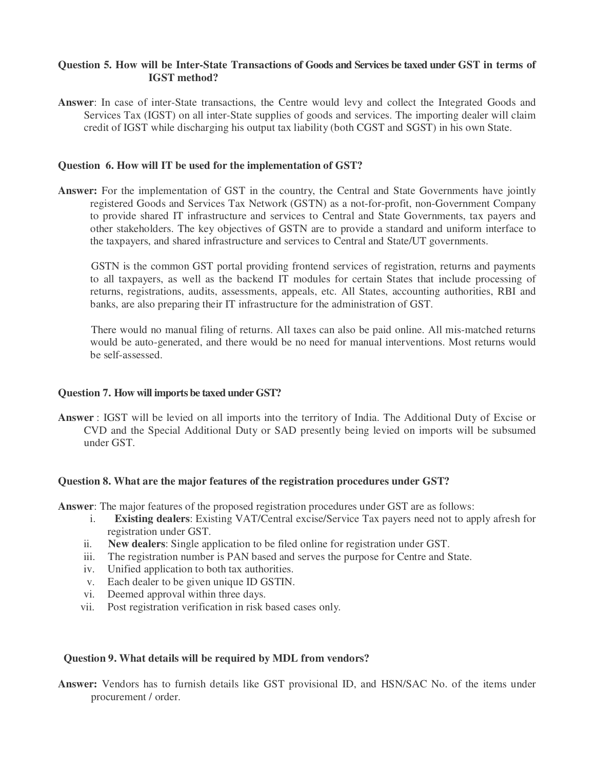**Question 5. How will be Inter-State Transactions of Goods and Services be taxed under GST in terms of IGST method?**

**Answer**: In case of inter-State transactions, the Centre would levy and collect the Integrated Goods and Services Tax (IGST) on all inter-State supplies of goods and services. The importing dealer will claim credit of IGST while discharging his output tax liability (both CGST and SGST) in his own State.

**Question 6. How will IT be used for the implementation of GST?**

**Answer:** For the implementation of GST in the country, the Central and State Governments have jointly registered Goods and Services Tax Network (GSTN) as a not-for-profit, non-Government Company to provide shared IT infrastructure and services to Central and State Governments, tax payers and other stakeholders. The key objectives of GSTN are to provide a standard and uniform interface to the taxpayers, and shared infrastructure and services to Central and State/UT governments.

GSTN is the common GST portal providing frontend services of registration, returns and payments to all taxpayers, as well as the backend IT modules for certain States that include processing of returns, registrations, audits, assessments, appeals, etc. All States, accounting authorities, RBI and banks, are also preparing their IT infrastructure for the administration of GST.

There would no manual filing of returns. All taxes can also be paid online. All mis-matched returns would be auto-generated, and there would be no need for manual interventions. Most returns would be self-assessed.

**Question 7. How will imports be taxed under GST?**

**Answer** : IGST will be levied on all imports into the territory of India. The Additional Duty of Excise or CVD and the Special Additional Duty or SAD presently being levied on imports will be subsumed under GST.

**Question 8. What are the major features of the registration procedures under GST?**

**Answer**: The major features of the proposed registration procedures under GST are as follows:

i. **Existing dealers**: Existing VAT/Central excise/Service Tax payers need not to apply afresh for registration under GST.
ii. **New dealers**: Single application to be filed online for registration under GST.
iii. The registration number is PAN based and serves the purpose for Centre and State.
iv. Unified application to both tax authorities.
v. Each dealer to be given unique ID GSTIN.
vi. Deemed approval within three days.
vii. Post registration verification in risk based cases only.

**Question 9. What details will be required by MDL from vendors?**

**Answer:** Vendors has to furnish details like GST provisional ID, and HSN/SAC No. of the items under procurement / order.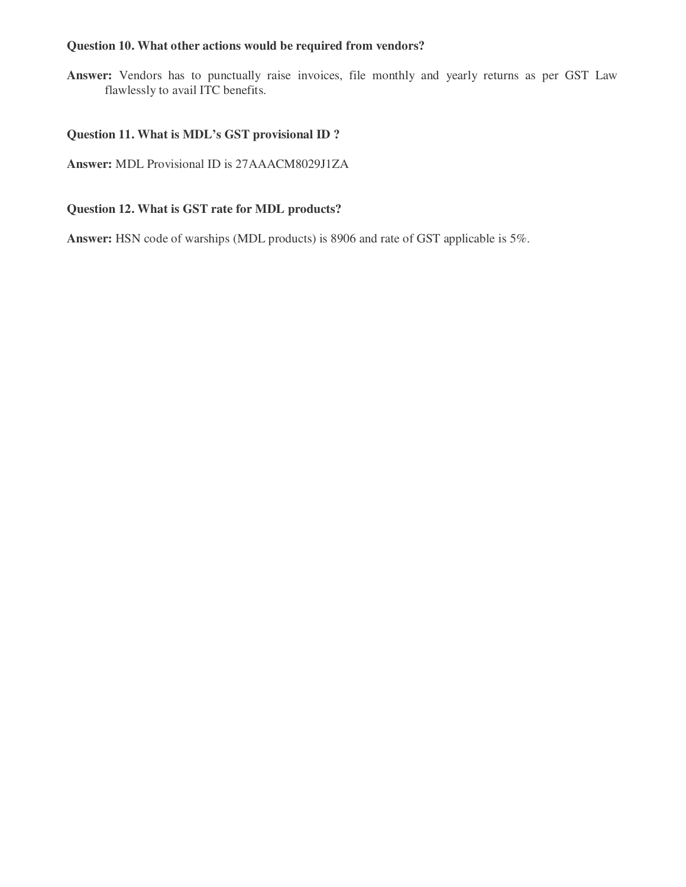**Question 10. What other actions would be required from vendors?**

**Answer:** Vendors has to punctually raise invoices, file monthly and yearly returns as per GST Law flawlessly to avail ITC benefits.

**Question 11. What is MDL's GST provisional ID ?**

**Answer:** MDL Provisional ID is 27AAACM8029J1ZA

**Question 12. What is GST rate for MDL products?**

**Answer:** HSN code of warships (MDL products) is 8906 and rate of GST applicable is 5%.